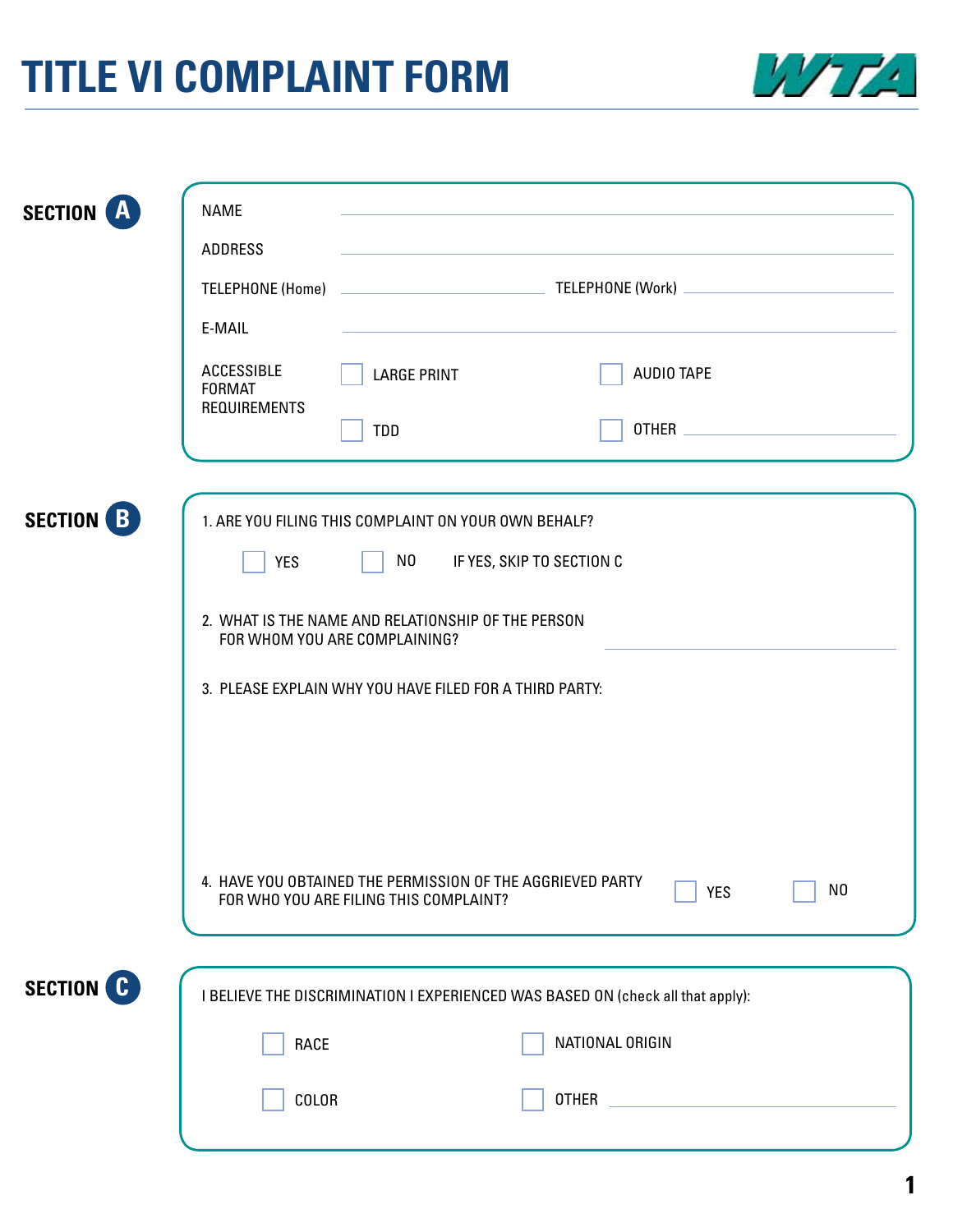# TITLE VI COMPLAINT FORM

WTA

## SECTION A

NAME ______________________________

ADDRESS ______________________________

TELEPHONE (Home) ______________ TELEPHONE (Work) ______________

E-MAIL ______________________________

ACCESSIBLE FORMAT REQUIREMENTS

- ☐ LARGE PRINT
- ☐ AUDIO TAPE
- ☐ TDD
- ☐ OTHER ______________

## SECTION B

1. ARE YOU FILING THIS COMPLAINT ON YOUR OWN BEHALF?

   ☐ YES ☐ NO IF YES, SKIP TO SECTION C

2. WHAT IS THE NAME AND RELATIONSHIP OF THE PERSON FOR WHOM YOU ARE COMPLAINING? ______________

3. PLEASE EXPLAIN WHY YOU HAVE FILED FOR A THIRD PARTY:

4. HAVE YOU OBTAINED THE PERMISSION OF THE AGGRIEVED PARTY FOR WHO YOU ARE FILING THIS COMPLAINT? ☐ YES ☐ NO

## SECTION C

I BELIEVE THE DISCRIMINATION I EXPERIENCED WAS BASED ON (check all that apply):

- ☐ RACE
- ☐ NATIONAL ORIGIN
- ☐ COLOR
- ☐ OTHER ______________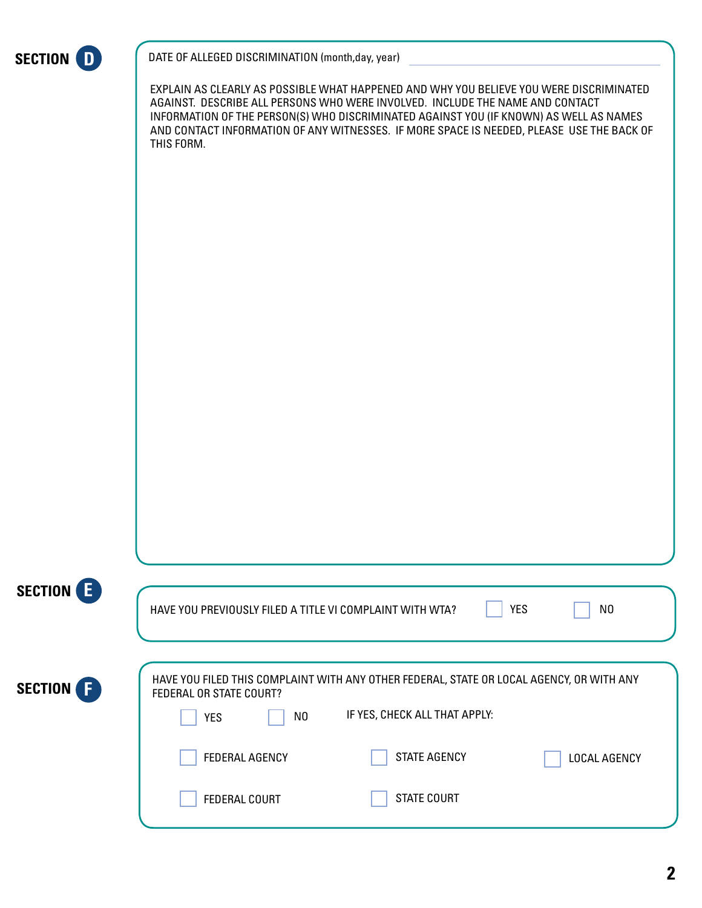## SECTION D

DATE OF ALLEGED DISCRIMINATION (month,day, year) ______________________________

EXPLAIN AS CLEARLY AS POSSIBLE WHAT HAPPENED AND WHY YOU BELIEVE YOU WERE DISCRIMINATED AGAINST. DESCRIBE ALL PERSONS WHO WERE INVOLVED. INCLUDE THE NAME AND CONTACT INFORMATION OF THE PERSON(S) WHO DISCRIMINATED AGAINST YOU (IF KNOWN) AS WELL AS NAMES AND CONTACT INFORMATION OF ANY WITNESSES. IF MORE SPACE IS NEEDED, PLEASE USE THE BACK OF THIS FORM.

## SECTION E

HAVE YOU PREVIOUSLY FILED A TITLE VI COMPLAINT WITH WTA? ☐ YES ☐ NO

## SECTION F

HAVE YOU FILED THIS COMPLAINT WITH ANY OTHER FEDERAL, STATE OR LOCAL AGENCY, OR WITH ANY FEDERAL OR STATE COURT?

☐ YES ☐ NO IF YES, CHECK ALL THAT APPLY:

☐ FEDERAL AGENCY ☐ STATE AGENCY ☐ LOCAL AGENCY

☐ FEDERAL COURT ☐ STATE COURT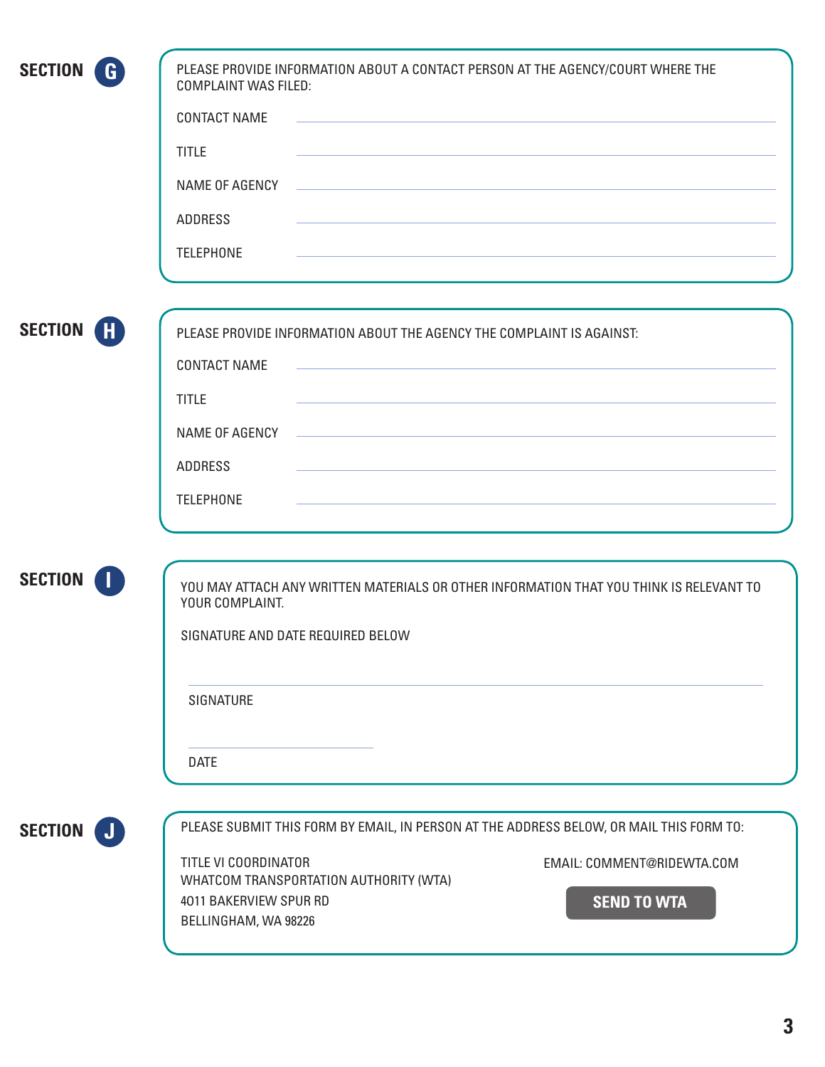## SECTION G

PLEASE PROVIDE INFORMATION ABOUT A CONTACT PERSON AT THE AGENCY/COURT WHERE THE COMPLAINT WAS FILED:

CONTACT NAME ______________________________

TITLE ______________________________

NAME OF AGENCY ______________________________

ADDRESS ______________________________

TELEPHONE ______________________________

## SECTION H

PLEASE PROVIDE INFORMATION ABOUT THE AGENCY THE COMPLAINT IS AGAINST:

CONTACT NAME ______________________________

TITLE ______________________________

NAME OF AGENCY ______________________________

ADDRESS ______________________________

TELEPHONE ______________________________

## SECTION I

YOU MAY ATTACH ANY WRITTEN MATERIALS OR OTHER INFORMATION THAT YOU THINK IS RELEVANT TO YOUR COMPLAINT.

SIGNATURE AND DATE REQUIRED BELOW

______________________________

SIGNATURE

______________________________

DATE

## SECTION J

PLEASE SUBMIT THIS FORM BY EMAIL, IN PERSON AT THE ADDRESS BELOW, OR MAIL THIS FORM TO:

TITLE VI COORDINATOR
WHATCOM TRANSPORTATION AUTHORITY (WTA)
4011 BAKERVIEW SPUR RD
BELLINGHAM, WA 98226

EMAIL: COMMENT@RIDEWTA.COM

**SEND TO WTA**